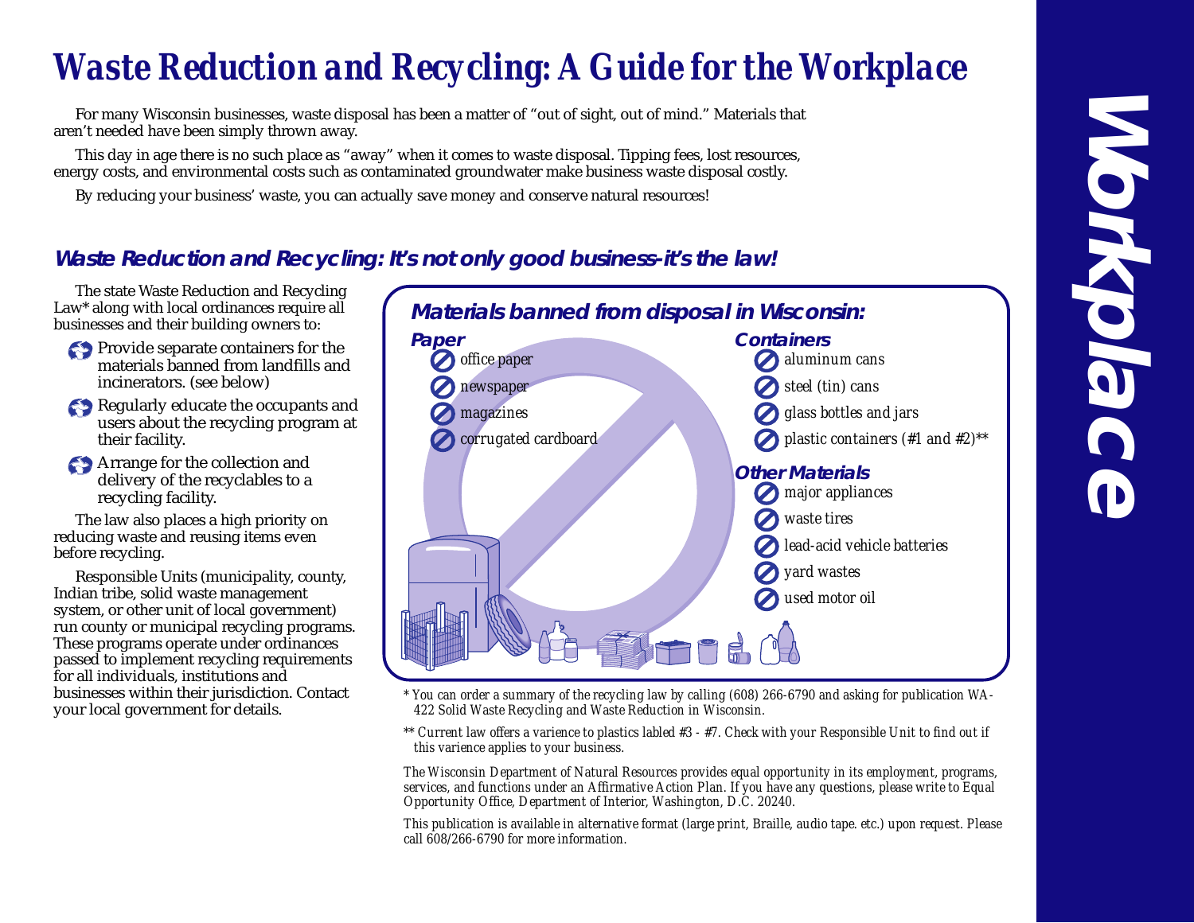# Waste Reduction and Recycling: A Guide for the Workplace

For many Wisconsin businesses, waste disposal has been a matter of "out of sight, out of mind." Materials that aren't needed have been simply thrown away.

This day in age there is no such place as "away" when it comes to waste disposal. Tipping fees, lost resources, energy costs, and environmental costs such as contaminated groundwater make business waste disposal costly.

By reducing your business' waste, you can actually save money and conserve natural resources!

## Waste Reduction and Recycling: It's not only good business-it's the law!

The state Waste Reduction and Recycling Law* along with local ordinances require all businesses and their building owners to:

- Provide separate containers for the materials banned from landfills and incinerators. (see below)
- Regularly educate the occupants and users about the recycling program at their facility.
- Arrange for the collection and delivery of the recyclables to a recycling facility.

The law also places a high priority on reducing waste and reusing items even before recycling.

Responsible Units (municipality, county, Indian tribe, solid waste management system, or other unit of local government) run county or municipal recycling programs. These programs operate under ordinances passed to implement recycling requirements for all individuals, institutions and businesses within their jurisdiction. Contact your local government for details.

### Materials banned from disposal in Wisconsin:

**Paper**

- *office paper*
- *newspaper*
- *magazines*
- *corrugated cardboard*

**Containers**

- *aluminum cans*
- *steel (tin) cans*
- *glass bottles and jars*
- *plastic containers (#1 and #2)***

**Other Materials**

- *major appliances*
- *waste tires*
- *lead-acid vehicle batteries*
- *yard wastes*
- *used motor oil*

*\* You can order a summary of the recycling law by calling (608) 266-6790 and asking for publication WA-422 Solid Waste Recycling and Waste Reduction in Wisconsin.*

*\*\* Current law offers a varience to plastics labled #3 - #7. Check with your Responsible Unit to find out if this varience applies to your business.*

*The Wisconsin Department of Natural Resources provides equal opportunity in its employment, programs, services, and functions under an Affirmative Action Plan. If you have any questions, please write to Equal Opportunity Office, Department of Interior, Washington, D.C. 20240.*

*This publication is available in alternative format (large print, Braille, audio tape. etc.) upon request. Please call 608/266-6790 for more information.*

Workplace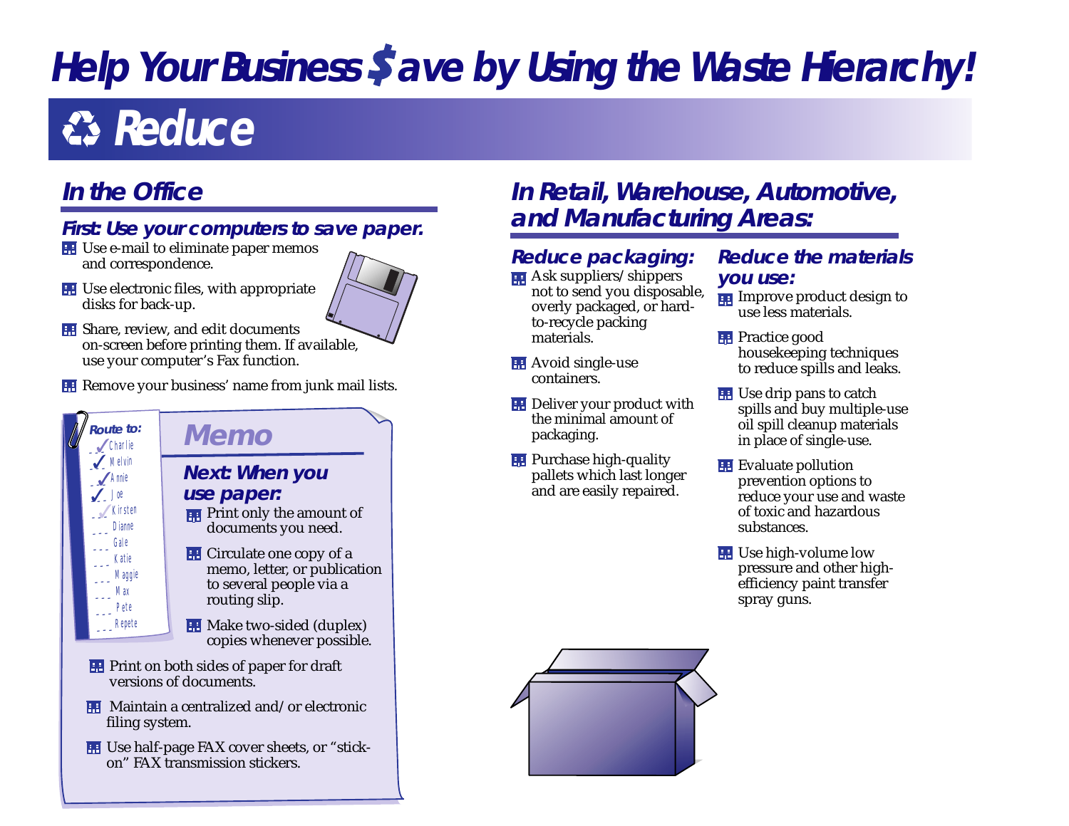# Help Your Business $ave by Using the Waste Hierarchy!

## ♻ Reduce

### In the Office

#### First: Use your computers to save paper.

- Use e-mail to eliminate paper memos and correspondence.
- Use electronic files, with appropriate disks for back-up.
- Share, review, and edit documents on-screen before printing them. If available, use your computer's Fax function.
- Remove your business' name from junk mail lists.

Route to:
- ✓ Charlie
- ✓ Melvin
- ✓ Annie
- ✓ Joe
- ✓ Kirsten
- Dianne
- Gale
- Katie
- Maggie
- Max
- Pete
- Repete

#### Memo

#### Next: When you use paper:

- Print only the amount of documents you need.
- Circulate one copy of a memo, letter, or publication to several people via a routing slip.
- Make two-sided (duplex) copies whenever possible.
- Print on both sides of paper for draft versions of documents.
- Maintain a centralized and/or electronic filing system.
- Use half-page FAX cover sheets, or "stick-on" FAX transmission stickers.

### In Retail, Warehouse, Automotive, and Manufacturing Areas:

#### Reduce packaging:

- Ask suppliers/shippers not to send you disposable, overly packaged, or hard-to-recycle packing materials.
- Avoid single-use containers.
- Deliver your product with the minimal amount of packaging.
- Purchase high-quality pallets which last longer and are easily repaired.

#### Reduce the materials you use:

- Improve product design to use less materials.
- Practice good housekeeping techniques to reduce spills and leaks.
- Use drip pans to catch spills and buy multiple-use oil spill cleanup materials in place of single-use.
- Evaluate pollution prevention options to reduce your use and waste of toxic and hazardous substances.
- Use high-volume low pressure and other high-efficiency paint transfer spray guns.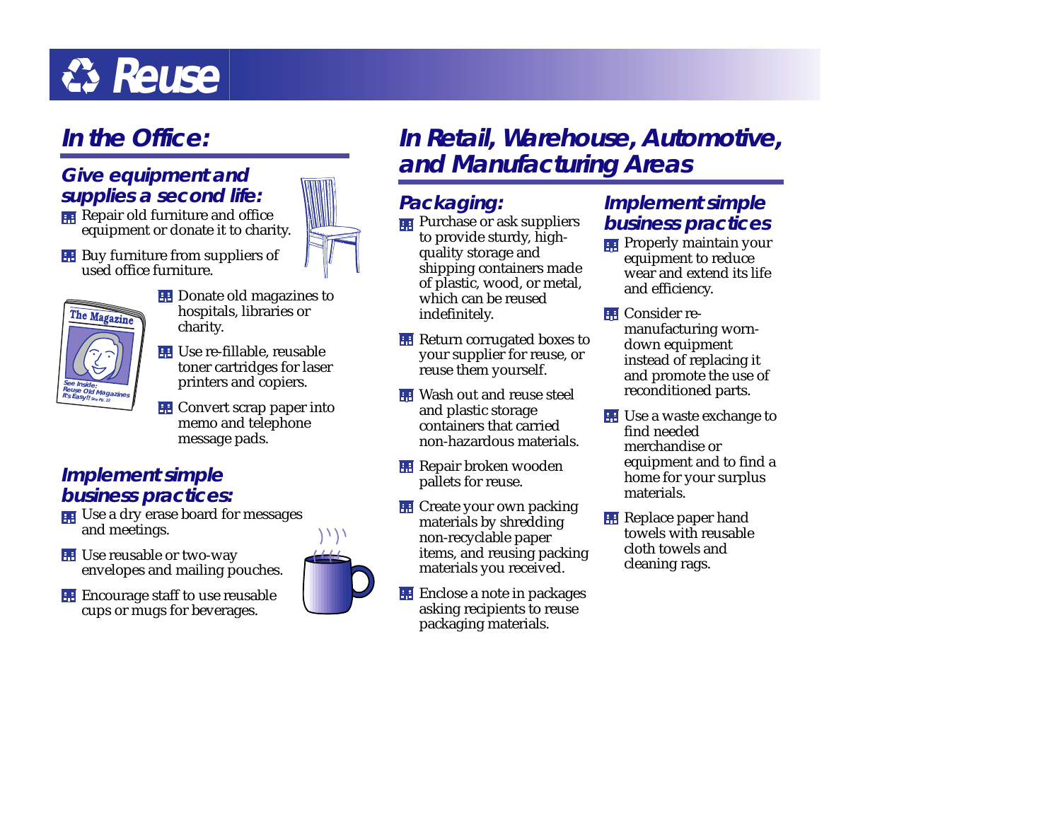# Reuse

## In the Office:

### Give equipment and supplies a second life:

- Repair old furniture and office equipment or donate it to charity.
- Buy furniture from suppliers of used office furniture.
- Donate old magazines to hospitals, libraries or charity.
- Use re-fillable, reusable toner cartridges for laser printers and copiers.
- Convert scrap paper into memo and telephone message pads.

### Implement simple business practices:

- Use a dry erase board for messages and meetings.
- Use reusable or two-way envelopes and mailing pouches.
- Encourage staff to use reusable cups or mugs for beverages.

## In Retail, Warehouse, Automotive, and Manufacturing Areas

### Packaging:

- Purchase or ask suppliers to provide sturdy, high-quality storage and shipping containers made of plastic, wood, or metal, which can be reused indefinitely.
- Return corrugated boxes to your supplier for reuse, or reuse them yourself.
- Wash out and reuse steel and plastic storage containers that carried non-hazardous materials.
- Repair broken wooden pallets for reuse.
- Create your own packing materials by shredding non-recyclable paper items, and reusing packing materials you received.
- Enclose a note in packages asking recipients to reuse packaging materials.

### Implement simple business practices

- Properly maintain your equipment to reduce wear and extend its life and efficiency.
- Consider re-manufacturing worn-down equipment instead of replacing it and promote the use of reconditioned parts.
- Use a waste exchange to find needed merchandise or equipment and to find a home for your surplus materials.
- Replace paper hand towels with reusable cloth towels and cleaning rags.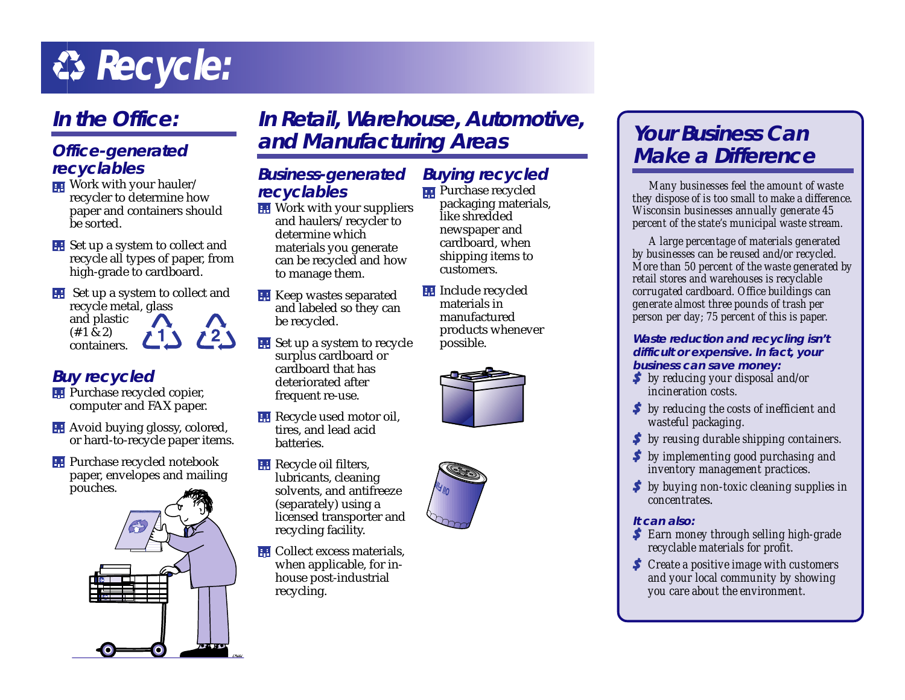# Recycle:

## In the Office:

### Office-generated recyclables

- Work with your hauler/recycler to determine how paper and containers should be sorted.
- Set up a system to collect and recycle all types of paper, from high-grade to cardboard.
- Set up a system to collect and recycle metal, glass and plastic (#1 & 2) containers.

### Buy recycled

- Purchase recycled copier, computer and FAX paper.
- Avoid buying glossy, colored, or hard-to-recycle paper items.
- Purchase recycled notebook paper, envelopes and mailing pouches.

## In Retail, Warehouse, Automotive, and Manufacturing Areas

### Business-generated recyclables

- Work with your suppliers and haulers/recycler to determine which materials you generate can be recycled and how to manage them.
- Keep wastes separated and labeled so they can be recycled.
- Set up a system to recycle surplus cardboard or cardboard that has deteriorated after frequent re-use.
- Recycle used motor oil, tires, and lead acid batteries.
- Recycle oil filters, lubricants, cleaning solvents, and antifreeze (separately) using a licensed transporter and recycling facility.
- Collect excess materials, when applicable, for in-house post-industrial recycling.

### Buying recycled

- Purchase recycled packaging materials, like shredded newspaper and cardboard, when shipping items to customers.
- Include recycled materials in manufactured products whenever possible.

## Your Business Can Make a Difference

Many businesses feel the amount of waste they dispose of is too small to make a difference. Wisconsin businesses annually generate 45 percent of the state's municipal waste stream.

A large percentage of materials generated by businesses can be reused and/or recycled. More than 50 percent of the waste generated by retail stores and warehouses is recyclable corrugated cardboard. Office buildings can generate almost three pounds of trash per person per day; 75 percent of this is paper.

**Waste reduction and recycling isn't difficult or expensive. In fact, your business can save money:**

- by reducing your disposal and/or incineration costs.
- by reducing the costs of inefficient and wasteful packaging.
- by reusing durable shipping containers.
- by implementing good purchasing and inventory management practices.
- by buying non-toxic cleaning supplies in concentrates.

**It can also:**

- Earn money through selling high-grade recyclable materials for profit.
- Create a positive image with customers and your local community by showing you care about the environment.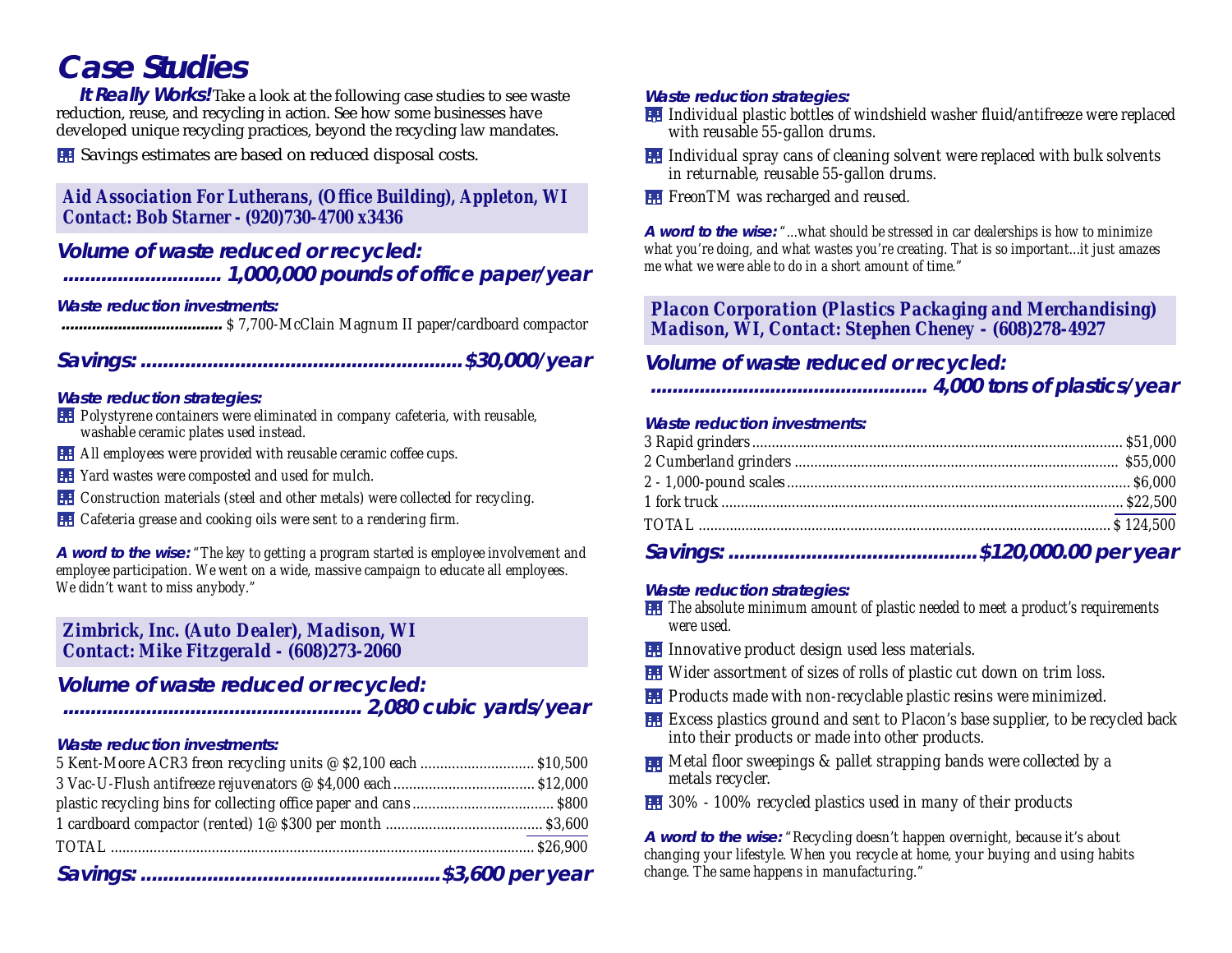# Case Studies

***It Really Works!*** Take a look at the following case studies to see waste reduction, reuse, and recycling in action. See how some businesses have developed unique recycling practices, beyond the recycling law mandates.

- Savings estimates are based on reduced disposal costs.

## Aid Association For Lutherans, (Office Building), Appleton, WI
**Contact: Bob Starner - (920)730-4700 x3436**

### *Volume of waste reduced or recycled:* ........................... 1,000,000 pounds of office paper/year

***Waste reduction investments:***

.................................... $ 7,700-McClain Magnum II paper/cardboard compactor

### *Savings:* .........................................................$30,000/year

***Waste reduction strategies:***

- Polystyrene containers were eliminated in company cafeteria, with reusable, washable ceramic plates used instead.
- All employees were provided with reusable ceramic coffee cups.
- Yard wastes were composted and used for mulch.
- Construction materials (steel and other metals) were collected for recycling.
- Cafeteria grease and cooking oils were sent to a rendering firm.

***A word to the wise:*** *"The key to getting a program started is employee involvement and employee participation. We went on a wide, massive campaign to educate all employees. We didn't want to miss anybody."*

## Zimbrick, Inc. (Auto Dealer), Madison, WI
**Contact: Mike Fitzgerald - (608)273-2060**

### *Volume of waste reduced or recycled:* ...................................................... 2,080 cubic yards/year

***Waste reduction investments:***

| Item | Cost |
|---|---|
| 5 Kent-Moore ACR3 freon recycling units @ $2,100 each | $10,500 |
| 3 Vac-U-Flush antifreeze rejuvenators @ $4,000 each | $12,000 |
| plastic recycling bins for collecting office paper and cans | $800 |
| 1 cardboard compactor (rented) 1@ $300 per month | $3,600 |
| TOTAL | $26,900 |

### *Savings:* .....................................................$3,600 per year

***Waste reduction strategies:***

- Individual plastic bottles of windshield washer fluid/antifreeze were replaced with reusable 55-gallon drums.
- Individual spray cans of cleaning solvent were replaced with bulk solvents in returnable, reusable 55-gallon drums.
- FreonTM was recharged and reused.

***A word to the wise:*** *"...what should be stressed in car dealerships is how to minimize what you're doing, and what wastes you're creating. That is so important...it just amazes me what we were able to do in a short amount of time."*

## Placon Corporation (Plastics Packaging and Merchandising) Madison, WI, Contact: Stephen Cheney - (608)278-4927

### *Volume of waste reduced or recycled:* .................................................. 4,000 tons of plastics/year

***Waste reduction investments:***

| Item | Cost |
|---|---|
| 3 Rapid grinders | $51,000 |
| 2 Cumberland grinders | $55,000 |
| 2 - 1,000-pound scales | $6,000 |
| 1 fork truck | $22,500 |
| TOTAL | $ 124,500 |

### *Savings:* ............................................$120,000.00 per year

***Waste reduction strategies:***

- *The absolute minimum amount of plastic needed to meet a product's requirements were used.*
- Innovative product design used less materials.
- Wider assortment of sizes of rolls of plastic cut down on trim loss.
- Products made with non-recyclable plastic resins were minimized.
- Excess plastics ground and sent to Placon's base supplier, to be recycled back into their products or made into other products.
- Metal floor sweepings & pallet strapping bands were collected by a metals recycler.
- 30% - 100% recycled plastics used in many of their products

***A word to the wise:*** *"Recycling doesn't happen overnight, because it's about changing your lifestyle. When you recycle at home, your buying and using habits change. The same happens in manufacturing."*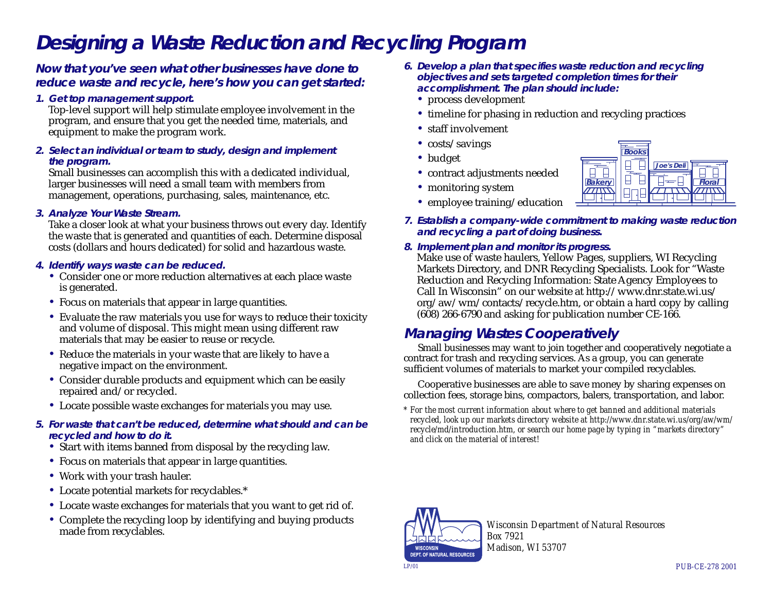# Designing a Waste Reduction and Recycling Program

***Now that you've seen what other businesses have done to reduce waste and recycle, here's how you can get started:***

1. ***Get top management support.***
   Top-level support will help stimulate employee involvement in the program, and ensure that you get the needed time, materials, and equipment to make the program work.

2. ***Select an individual or team to study, design and implement the program.***
   Small businesses can accomplish this with a dedicated individual, larger businesses will need a small team with members from management, operations, purchasing, sales, maintenance, etc.

3. ***Analyze Your Waste Stream.***
   Take a closer look at what your business throws out every day. Identify the waste that is generated and quantities of each. Determine disposal costs (dollars and hours dedicated) for solid and hazardous waste.

4. ***Identify ways waste can be reduced.***
   - Consider one or more reduction alternatives at each place waste is generated.
   - Focus on materials that appear in large quantities.
   - Evaluate the raw materials you use for ways to reduce their toxicity and volume of disposal. This might mean using different raw materials that may be easier to reuse or recycle.
   - Reduce the materials in your waste that are likely to have a negative impact on the environment.
   - Consider durable products and equipment which can be easily repaired and/or recycled.
   - Locate possible waste exchanges for materials you may use.

5. ***For waste that can't be reduced, determine what should and can be recycled and how to do it.***
   - Start with items banned from disposal by the recycling law.
   - Focus on materials that appear in large quantities.
   - Work with your trash hauler.
   - Locate potential markets for recyclables.*
   - Locate waste exchanges for materials that you want to get rid of.
   - Complete the recycling loop by identifying and buying products made from recyclables.

6. ***Develop a plan that specifies waste reduction and recycling objectives and sets targeted completion times for their accomplishment. The plan should include:***
   - process development
   - timeline for phasing in reduction and recycling practices
   - staff involvement
   - costs/savings
   - budget
   - contract adjustments needed
   - monitoring system
   - employee training/education

7. ***Establish a company-wide commitment to making waste reduction and recycling a part of doing business.***

8. ***Implement plan and monitor its progress.***
   Make use of waste haulers, Yellow Pages, suppliers, WI Recycling Markets Directory, and DNR Recycling Specialists. Look for "Waste Reduction and Recycling Information: State Agency Employees to Call In Wisconsin" on our website at http://www.dnr.state.wi.us/org/aw/wm/contacts/recycle.htm, or obtain a hard copy by calling (608) 266-6790 and asking for publication number CE-166.

## Managing Wastes Cooperatively

Small businesses may want to join together and cooperatively negotiate a contract for trash and recycling services. As a group, you can generate sufficient volumes of materials to market your compiled recyclables.

Cooperative businesses are able to save money by sharing expenses on collection fees, storage bins, compactors, balers, transportation, and labor.

*\* For the most current information about where to get banned and additional materials recycled, look up our markets directory website at http://www.dnr.state.wi.us/org/aw/wm/recycle/md/introduction.htm, or search our home page by typing in "markets directory" and click on the material of interest!*

*Wisconsin Department of Natural Resources*
*Box 7921*
*Madison, WI 53707*

LP/01

PUB-CE-278 2001